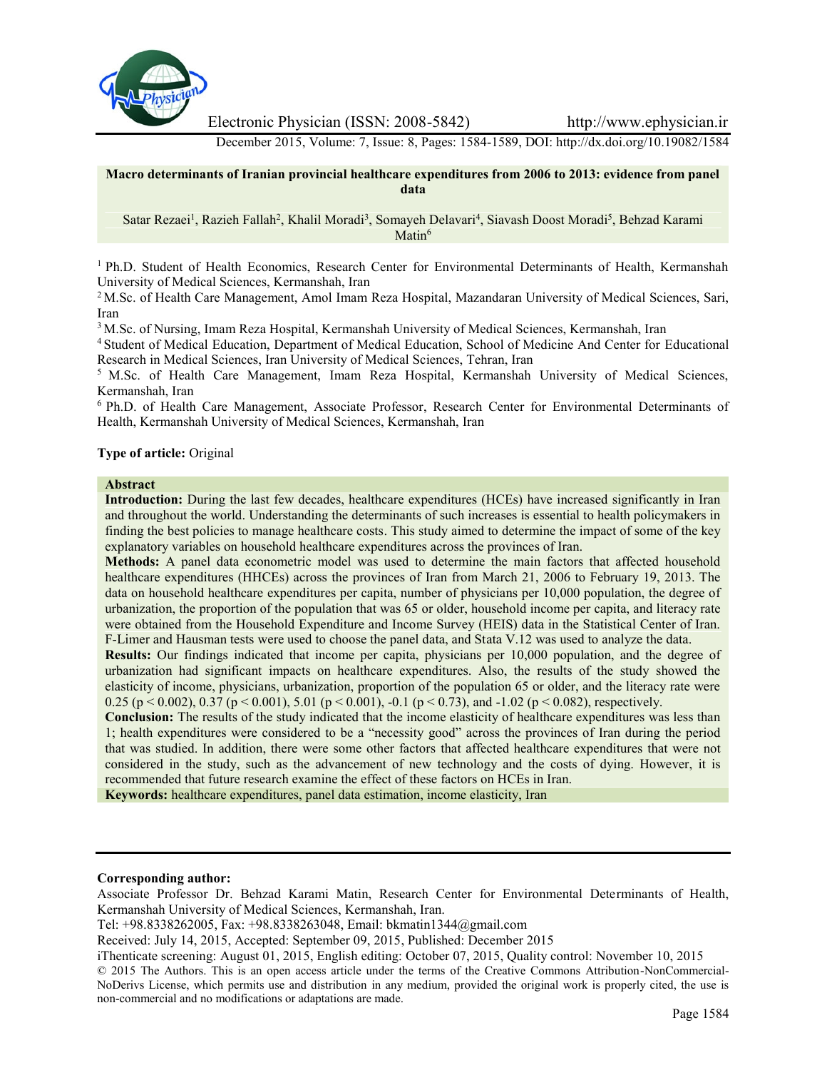Electronic Physician (ISSN: 2008-5842) http://www.ephysician.ir

December 2015, Volume: 7, Issue: 8, Pages: 1584-1589, DOI: http://dx.doi.org/10.19082/1584

# Macro determinants of Iranian provincial healthcare expenditures from 2006 to 2013: evidence from panel data

Satar Rezaei[1], Razieh Fallah[2], Khalil Moradi[3], Somayeh Delavari[4], Siavash Doost Moradi[5], Behzad Karami Matin[6]

[1] Ph.D. Student of Health Economics, Research Center for Environmental Determinants of Health, Kermanshah University of Medical Sciences, Kermanshah, Iran

[2] M.Sc. of Health Care Management, Amol Imam Reza Hospital, Mazandaran University of Medical Sciences, Sari, Iran

[3] M.Sc. of Nursing, Imam Reza Hospital, Kermanshah University of Medical Sciences, Kermanshah, Iran

[4] Student of Medical Education, Department of Medical Education, School of Medicine And Center for Educational Research in Medical Sciences, Iran University of Medical Sciences, Tehran, Iran

[5] M.Sc. of Health Care Management, Imam Reza Hospital, Kermanshah University of Medical Sciences, Kermanshah, Iran

[6] Ph.D. of Health Care Management, Associate Professor, Research Center for Environmental Determinants of Health, Kermanshah University of Medical Sciences, Kermanshah, Iran

**Type of article:** Original

## Abstract

**Introduction:** During the last few decades, healthcare expenditures (HCEs) have increased significantly in Iran and throughout the world. Understanding the determinants of such increases is essential to health policymakers in finding the best policies to manage healthcare costs. This study aimed to determine the impact of some of the key explanatory variables on household healthcare expenditures across the provinces of Iran.

**Methods:** A panel data econometric model was used to determine the main factors that affected household healthcare expenditures (HHCEs) across the provinces of Iran from March 21, 2006 to February 19, 2013. The data on household healthcare expenditures per capita, number of physicians per 10,000 population, the degree of urbanization, the proportion of the population that was 65 or older, household income per capita, and literacy rate were obtained from the Household Expenditure and Income Survey (HEIS) data in the Statistical Center of Iran. F-Limer and Hausman tests were used to choose the panel data, and Stata V.12 was used to analyze the data.

**Results:** Our findings indicated that income per capita, physicians per 10,000 population, and the degree of urbanization had significant impacts on healthcare expenditures. Also, the results of the study showed the elasticity of income, physicians, urbanization, proportion of the population 65 or older, and the literacy rate were 0.25 ($p < 0.002$), 0.37 ($p < 0.001$), 5.01 ($p < 0.001$), -0.1 ($p < 0.73$), and -1.02 ($p < 0.082$), respectively.

**Conclusion:** The results of the study indicated that the income elasticity of healthcare expenditures was less than 1; health expenditures were considered to be a "necessity good" across the provinces of Iran during the period that was studied. In addition, there were some other factors that affected healthcare expenditures that were not considered in the study, such as the advancement of new technology and the costs of dying. However, it is recommended that future research examine the effect of these factors on HCEs in Iran.

**Keywords:** healthcare expenditures, panel data estimation, income elasticity, Iran

---

**Corresponding author:**

Associate Professor Dr. Behzad Karami Matin, Research Center for Environmental Determinants of Health, Kermanshah University of Medical Sciences, Kermanshah, Iran.

Tel: +98.8338262005, Fax: +98.8338263048, Email: bkmatin1344@gmail.com

Received: July 14, 2015, Accepted: September 09, 2015, Published: December 2015

iThenticate screening: August 01, 2015, English editing: October 07, 2015, Quality control: November 10, 2015

© 2015 The Authors. This is an open access article under the terms of the Creative Commons Attribution-NonCommercial-NoDerivs License, which permits use and distribution in any medium, provided the original work is properly cited, the use is non-commercial and no modifications or adaptations are made.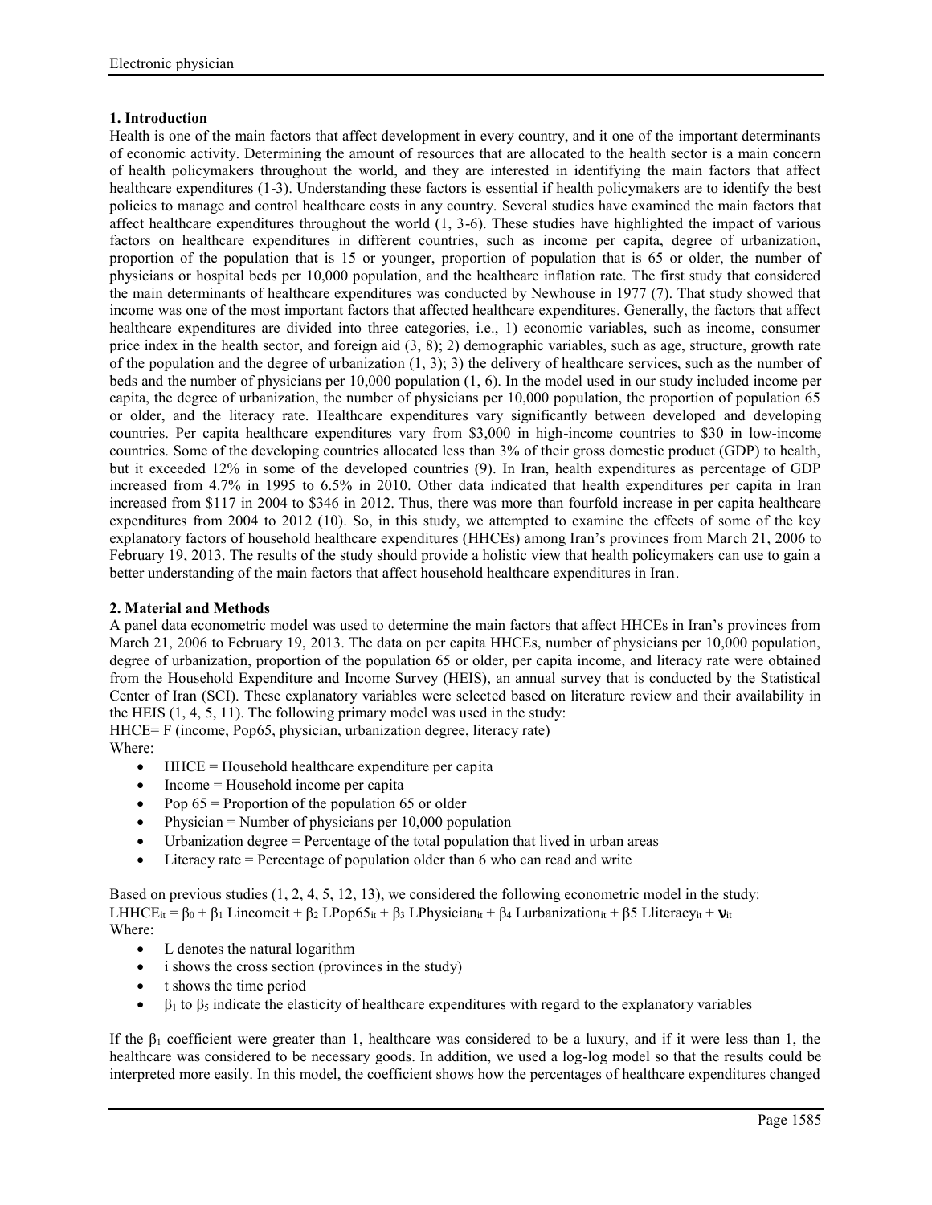## 1. Introduction

Health is one of the main factors that affect development in every country, and it one of the important determinants of economic activity. Determining the amount of resources that are allocated to the health sector is a main concern of health policymakers throughout the world, and they are interested in identifying the main factors that affect healthcare expenditures (1-3). Understanding these factors is essential if health policymakers are to identify the best policies to manage and control healthcare costs in any country. Several studies have examined the main factors that affect healthcare expenditures throughout the world (1, 3-6). These studies have highlighted the impact of various factors on healthcare expenditures in different countries, such as income per capita, degree of urbanization, proportion of the population that is 15 or younger, proportion of population that is 65 or older, the number of physicians or hospital beds per 10,000 population, and the healthcare inflation rate. The first study that considered the main determinants of healthcare expenditures was conducted by Newhouse in 1977 (7). That study showed that income was one of the most important factors that affected healthcare expenditures. Generally, the factors that affect healthcare expenditures are divided into three categories, i.e., 1) economic variables, such as income, consumer price index in the health sector, and foreign aid (3, 8); 2) demographic variables, such as age, structure, growth rate of the population and the degree of urbanization (1, 3); 3) the delivery of healthcare services, such as the number of beds and the number of physicians per 10,000 population (1, 6). In the model used in our study included income per capita, the degree of urbanization, the number of physicians per 10,000 population, the proportion of population 65 or older, and the literacy rate. Healthcare expenditures vary significantly between developed and developing countries. Per capita healthcare expenditures vary from $3,000 in high-income countries to $30 in low-income countries. Some of the developing countries allocated less than 3% of their gross domestic product (GDP) to health, but it exceeded 12% in some of the developed countries (9). In Iran, health expenditures as percentage of GDP increased from 4.7% in 1995 to 6.5% in 2010. Other data indicated that health expenditures per capita in Iran increased from $117 in 2004 to $346 in 2012. Thus, there was more than fourfold increase in per capita healthcare expenditures from 2004 to 2012 (10). So, in this study, we attempted to examine the effects of some of the key explanatory factors of household healthcare expenditures (HHCEs) among Iran's provinces from March 21, 2006 to February 19, 2013. The results of the study should provide a holistic view that health policymakers can use to gain a better understanding of the main factors that affect household healthcare expenditures in Iran.

## 2. Material and Methods

A panel data econometric model was used to determine the main factors that affect HHCEs in Iran's provinces from March 21, 2006 to February 19, 2013. The data on per capita HHCEs, number of physicians per 10,000 population, degree of urbanization, proportion of the population 65 or older, per capita income, and literacy rate were obtained from the Household Expenditure and Income Survey (HEIS), an annual survey that is conducted by the Statistical Center of Iran (SCI). These explanatory variables were selected based on literature review and their availability in the HEIS (1, 4, 5, 11). The following primary model was used in the study:

HHCE= F (income, Pop65, physician, urbanization degree, literacy rate)

Where:

- HHCE = Household healthcare expenditure per capita
- Income = Household income per capita
- Pop 65 = Proportion of the population 65 or older
- Physician = Number of physicians per 10,000 population
- Urbanization degree = Percentage of the total population that lived in urban areas
- Literacy rate = Percentage of population older than 6 who can read and write

Based on previous studies (1, 2, 4, 5, 12, 13), we considered the following econometric model in the study:

$$LHHCE_{it} = \beta_0 + \beta_1 \, Lincome_{it} + \beta_2 \, LPop65_{it} + \beta_3 \, LPhysician_{it} + \beta_4 \, Lurbanization_{it} + \beta_5 \, Lliteracy_{it} + \mathbf{v}_{it}$$

Where:

- L denotes the natural logarithm
- i shows the cross section (provinces in the study)
- t shows the time period
- $\beta_1$ to $\beta_5$ indicate the elasticity of healthcare expenditures with regard to the explanatory variables

If the $\beta_1$ coefficient were greater than 1, healthcare was considered to be a luxury, and if it were less than 1, the healthcare was considered to be necessary goods. In addition, we used a log-log model so that the results could be interpreted more easily. In this model, the coefficient shows how the percentages of healthcare expenditures changed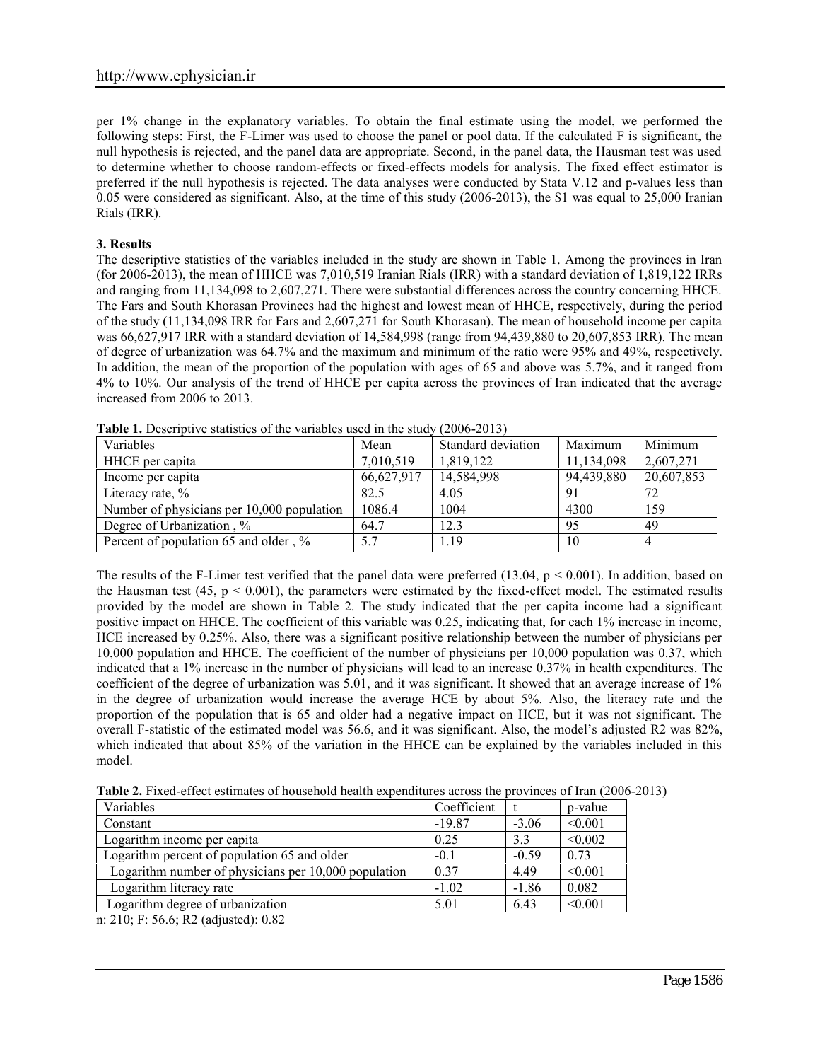per 1% change in the explanatory variables. To obtain the final estimate using the model, we performed the following steps: First, the F-Limer was used to choose the panel or pool data. If the calculated F is significant, the null hypothesis is rejected, and the panel data are appropriate. Second, in the panel data, the Hausman test was used to determine whether to choose random-effects or fixed-effects models for analysis. The fixed effect estimator is preferred if the null hypothesis is rejected. The data analyses were conducted by Stata V.12 and p-values less than 0.05 were considered as significant. Also, at the time of this study (2006-2013), the $1 was equal to 25,000 Iranian Rials (IRR).

### 3. Results

The descriptive statistics of the variables included in the study are shown in Table 1. Among the provinces in Iran (for 2006-2013), the mean of HHCE was 7,010,519 Iranian Rials (IRR) with a standard deviation of 1,819,122 IRRs and ranging from 11,134,098 to 2,607,271. There were substantial differences across the country concerning HHCE. The Fars and South Khorasan Provinces had the highest and lowest mean of HHCE, respectively, during the period of the study (11,134,098 IRR for Fars and 2,607,271 for South Khorasan). The mean of household income per capita was 66,627,917 IRR with a standard deviation of 14,584,998 (range from 94,439,880 to 20,607,853 IRR). The mean of degree of urbanization was 64.7% and the maximum and minimum of the ratio were 95% and 49%, respectively. In addition, the mean of the proportion of the population with ages of 65 and above was 5.7%, and it ranged from 4% to 10%. Our analysis of the trend of HHCE per capita across the provinces of Iran indicated that the average increased from 2006 to 2013.

**Table 1.** Descriptive statistics of the variables used in the study (2006-2013)

| Variables | Mean | Standard deviation | Maximum | Minimum |
|---|---|---|---|---|
| HHCE per capita | 7,010,519 | 1,819,122 | 11,134,098 | 2,607,271 |
| Income per capita | 66,627,917 | 14,584,998 | 94,439,880 | 20,607,853 |
| Literacy rate, % | 82.5 | 4.05 | 91 | 72 |
| Number of physicians per 10,000 population | 1086.4 | 1004 | 4300 | 159 |
| Degree of Urbanization , % | 64.7 | 12.3 | 95 | 49 |
| Percent of population 65 and older , % | 5.7 | 1.19 | 10 | 4 |

The results of the F-Limer test verified that the panel data were preferred (13.04, $p < 0.001$). In addition, based on the Hausman test (45, $p < 0.001$), the parameters were estimated by the fixed-effect model. The estimated results provided by the model are shown in Table 2. The study indicated that the per capita income had a significant positive impact on HHCE. The coefficient of this variable was 0.25, indicating that, for each 1% increase in income, HCE increased by 0.25%. Also, there was a significant positive relationship between the number of physicians per 10,000 population and HHCE. The coefficient of the number of physicians per 10,000 population was 0.37, which indicated that a 1% increase in the number of physicians will lead to an increase 0.37% in health expenditures. The coefficient of the degree of urbanization was 5.01, and it was significant. It showed that an average increase of 1% in the degree of urbanization would increase the average HCE by about 5%. Also, the literacy rate and the proportion of the population that is 65 and older had a negative impact on HCE, but it was not significant. The overall F-statistic of the estimated model was 56.6, and it was significant. Also, the model's adjusted R2 was 82%, which indicated that about 85% of the variation in the HHCE can be explained by the variables included in this model.

**Table 2.** Fixed-effect estimates of household health expenditures across the provinces of Iran (2006-2013)

| Variables | Coefficient | t | p-value |
|---|---|---|---|
| Constant | -19.87 | -3.06 | <0.001 |
| Logarithm income per capita | 0.25 | 3.3 | <0.002 |
| Logarithm percent of population 65 and older | -0.1 | -0.59 | 0.73 |
| Logarithm number of physicians per 10,000 population | 0.37 | 4.49 | <0.001 |
| Logarithm literacy rate | -1.02 | -1.86 | 0.082 |
| Logarithm degree of urbanization | 5.01 | 6.43 | <0.001 |

n: 210; F: 56.6; R2 (adjusted): 0.82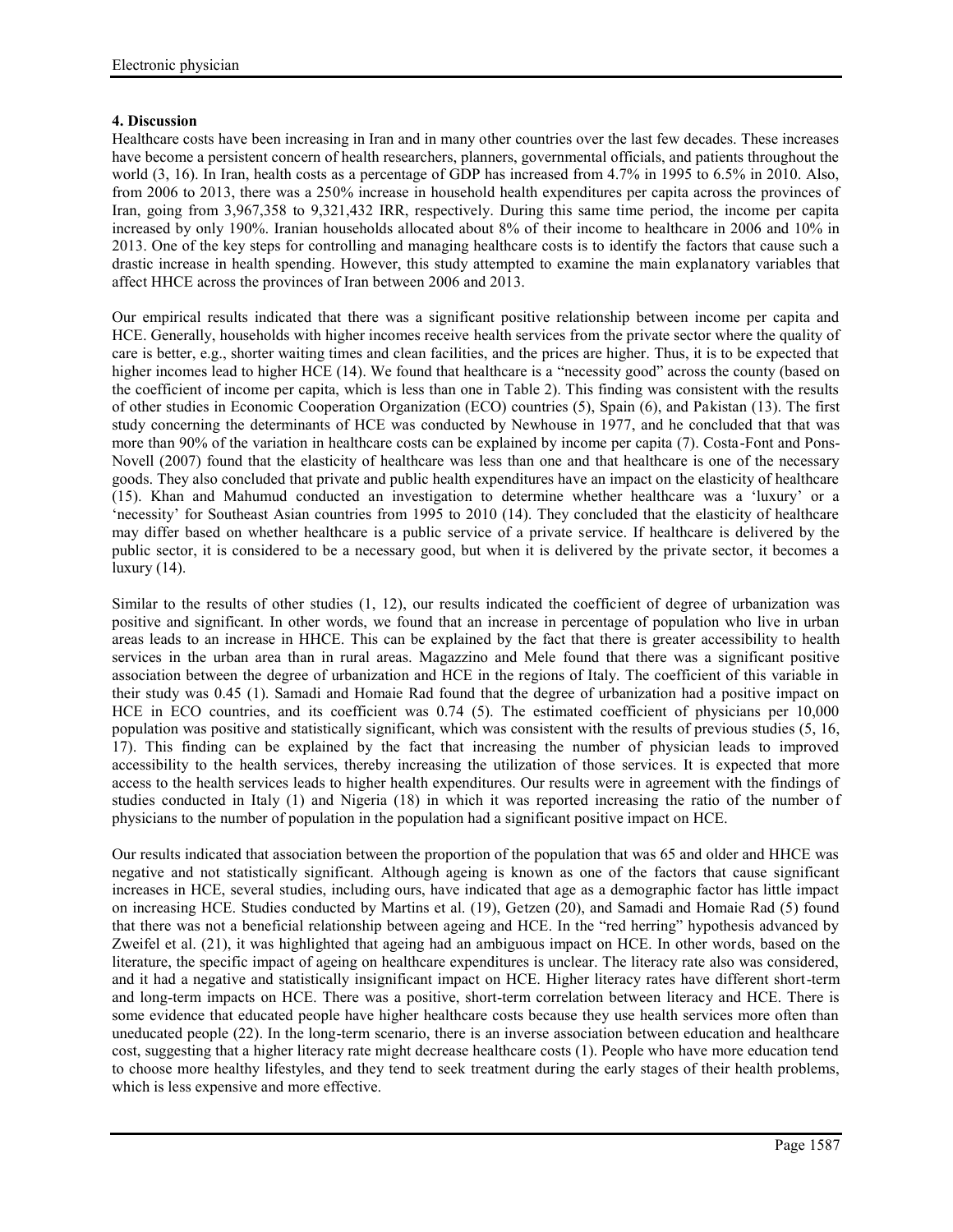## 4. Discussion

Healthcare costs have been increasing in Iran and in many other countries over the last few decades. These increases have become a persistent concern of health researchers, planners, governmental officials, and patients throughout the world (3, 16). In Iran, health costs as a percentage of GDP has increased from 4.7% in 1995 to 6.5% in 2010. Also, from 2006 to 2013, there was a 250% increase in household health expenditures per capita across the provinces of Iran, going from 3,967,358 to 9,321,432 IRR, respectively. During this same time period, the income per capita increased by only 190%. Iranian households allocated about 8% of their income to healthcare in 2006 and 10% in 2013. One of the key steps for controlling and managing healthcare costs is to identify the factors that cause such a drastic increase in health spending. However, this study attempted to examine the main explanatory variables that affect HHCE across the provinces of Iran between 2006 and 2013.

Our empirical results indicated that there was a significant positive relationship between income per capita and HCE. Generally, households with higher incomes receive health services from the private sector where the quality of care is better, e.g., shorter waiting times and clean facilities, and the prices are higher. Thus, it is to be expected that higher incomes lead to higher HCE (14). We found that healthcare is a "necessity good" across the county (based on the coefficient of income per capita, which is less than one in Table 2). This finding was consistent with the results of other studies in Economic Cooperation Organization (ECO) countries (5), Spain (6), and Pakistan (13). The first study concerning the determinants of HCE was conducted by Newhouse in 1977, and he concluded that that was more than 90% of the variation in healthcare costs can be explained by income per capita (7). Costa-Font and Pons-Novell (2007) found that the elasticity of healthcare was less than one and that healthcare is one of the necessary goods. They also concluded that private and public health expenditures have an impact on the elasticity of healthcare (15). Khan and Mahumud conducted an investigation to determine whether healthcare was a 'luxury' or a 'necessity' for Southeast Asian countries from 1995 to 2010 (14). They concluded that the elasticity of healthcare may differ based on whether healthcare is a public service of a private service. If healthcare is delivered by the public sector, it is considered to be a necessary good, but when it is delivered by the private sector, it becomes a luxury (14).

Similar to the results of other studies (1, 12), our results indicated the coefficient of degree of urbanization was positive and significant. In other words, we found that an increase in percentage of population who live in urban areas leads to an increase in HHCE. This can be explained by the fact that there is greater accessibility to health services in the urban area than in rural areas. Magazzino and Mele found that there was a significant positive association between the degree of urbanization and HCE in the regions of Italy. The coefficient of this variable in their study was 0.45 (1). Samadi and Homaie Rad found that the degree of urbanization had a positive impact on HCE in ECO countries, and its coefficient was 0.74 (5). The estimated coefficient of physicians per 10,000 population was positive and statistically significant, which was consistent with the results of previous studies (5, 16, 17). This finding can be explained by the fact that increasing the number of physician leads to improved accessibility to the health services, thereby increasing the utilization of those services. It is expected that more access to the health services leads to higher health expenditures. Our results were in agreement with the findings of studies conducted in Italy (1) and Nigeria (18) in which it was reported increasing the ratio of the number of physicians to the number of population in the population had a significant positive impact on HCE.

Our results indicated that association between the proportion of the population that was 65 and older and HHCE was negative and not statistically significant. Although ageing is known as one of the factors that cause significant increases in HCE, several studies, including ours, have indicated that age as a demographic factor has little impact on increasing HCE. Studies conducted by Martins et al. (19), Getzen (20), and Samadi and Homaie Rad (5) found that there was not a beneficial relationship between ageing and HCE. In the "red herring" hypothesis advanced by Zweifel et al. (21), it was highlighted that ageing had an ambiguous impact on HCE. In other words, based on the literature, the specific impact of ageing on healthcare expenditures is unclear. The literacy rate also was considered, and it had a negative and statistically insignificant impact on HCE. Higher literacy rates have different short-term and long-term impacts on HCE. There was a positive, short-term correlation between literacy and HCE. There is some evidence that educated people have higher healthcare costs because they use health services more often than uneducated people (22). In the long-term scenario, there is an inverse association between education and healthcare cost, suggesting that a higher literacy rate might decrease healthcare costs (1). People who have more education tend to choose more healthy lifestyles, and they tend to seek treatment during the early stages of their health problems, which is less expensive and more effective.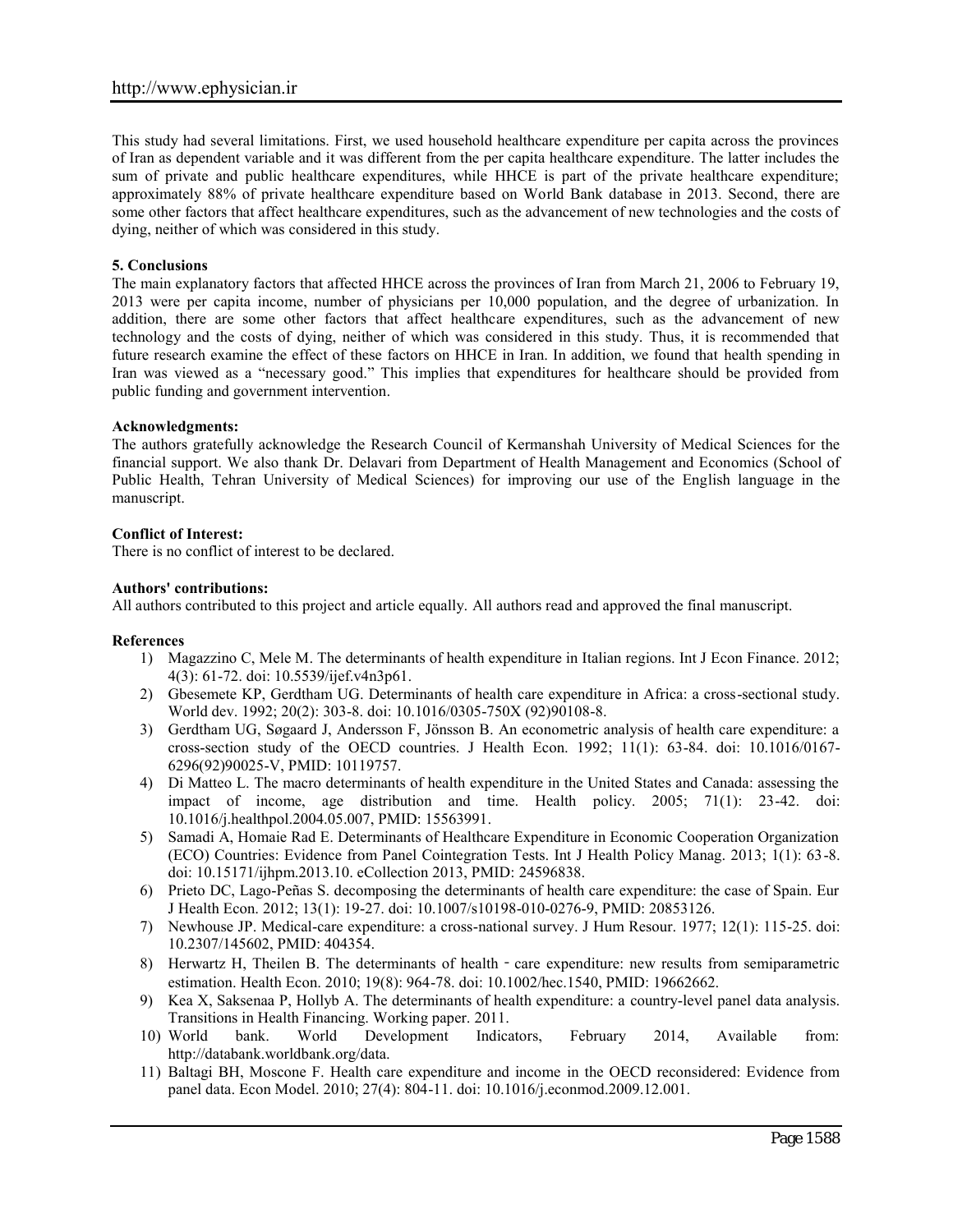This study had several limitations. First, we used household healthcare expenditure per capita across the provinces of Iran as dependent variable and it was different from the per capita healthcare expenditure. The latter includes the sum of private and public healthcare expenditures, while HHCE is part of the private healthcare expenditure; approximately 88% of private healthcare expenditure based on World Bank database in 2013. Second, there are some other factors that affect healthcare expenditures, such as the advancement of new technologies and the costs of dying, neither of which was considered in this study.

**5. Conclusions**

The main explanatory factors that affected HHCE across the provinces of Iran from March 21, 2006 to February 19, 2013 were per capita income, number of physicians per 10,000 population, and the degree of urbanization. In addition, there are some other factors that affect healthcare expenditures, such as the advancement of new technology and the costs of dying, neither of which was considered in this study. Thus, it is recommended that future research examine the effect of these factors on HHCE in Iran. In addition, we found that health spending in Iran was viewed as a "necessary good." This implies that expenditures for healthcare should be provided from public funding and government intervention.

**Acknowledgments:**

The authors gratefully acknowledge the Research Council of Kermanshah University of Medical Sciences for the financial support. We also thank Dr. Delavari from Department of Health Management and Economics (School of Public Health, Tehran University of Medical Sciences) for improving our use of the English language in the manuscript.

**Conflict of Interest:**

There is no conflict of interest to be declared.

**Authors' contributions:**

All authors contributed to this project and article equally. All authors read and approved the final manuscript.

**References**

1) Magazzino C, Mele M. The determinants of health expenditure in Italian regions. Int J Econ Finance. 2012; 4(3): 61-72. doi: 10.5539/ijef.v4n3p61.
2) Gbesemete KP, Gerdtham UG. Determinants of health care expenditure in Africa: a cross-sectional study. World dev. 1992; 20(2): 303-8. doi: 10.1016/0305-750X (92)90108-8.
3) Gerdtham UG, Søgaard J, Andersson F, Jönsson B. An econometric analysis of health care expenditure: a cross-section study of the OECD countries. J Health Econ. 1992; 11(1): 63-84. doi: 10.1016/0167-6296(92)90025-V, PMID: 10119757.
4) Di Matteo L. The macro determinants of health expenditure in the United States and Canada: assessing the impact of income, age distribution and time. Health policy. 2005; 71(1): 23-42. doi: 10.1016/j.healthpol.2004.05.007, PMID: 15563991.
5) Samadi A, Homaie Rad E. Determinants of Healthcare Expenditure in Economic Cooperation Organization (ECO) Countries: Evidence from Panel Cointegration Tests. Int J Health Policy Manag. 2013; 1(1): 63-8. doi: 10.15171/ijhpm.2013.10. eCollection 2013, PMID: 24596838.
6) Prieto DC, Lago-Peñas S. decomposing the determinants of health care expenditure: the case of Spain. Eur J Health Econ. 2012; 13(1): 19-27. doi: 10.1007/s10198-010-0276-9, PMID: 20853126.
7) Newhouse JP. Medical-care expenditure: a cross-national survey. J Hum Resour. 1977; 12(1): 115-25. doi: 10.2307/145602, PMID: 404354.
8) Herwartz H, Theilen B. The determinants of health - care expenditure: new results from semiparametric estimation. Health Econ. 2010; 19(8): 964-78. doi: 10.1002/hec.1540, PMID: 19662662.
9) Kea X, Saksenaa P, Hollyb A. The determinants of health expenditure: a country-level panel data analysis. Transitions in Health Financing. Working paper. 2011.
10) World bank. World Development Indicators, February 2014, Available from: http://databank.worldbank.org/data.
11) Baltagi BH, Moscone F. Health care expenditure and income in the OECD reconsidered: Evidence from panel data. Econ Model. 2010; 27(4): 804-11. doi: 10.1016/j.econmod.2009.12.001.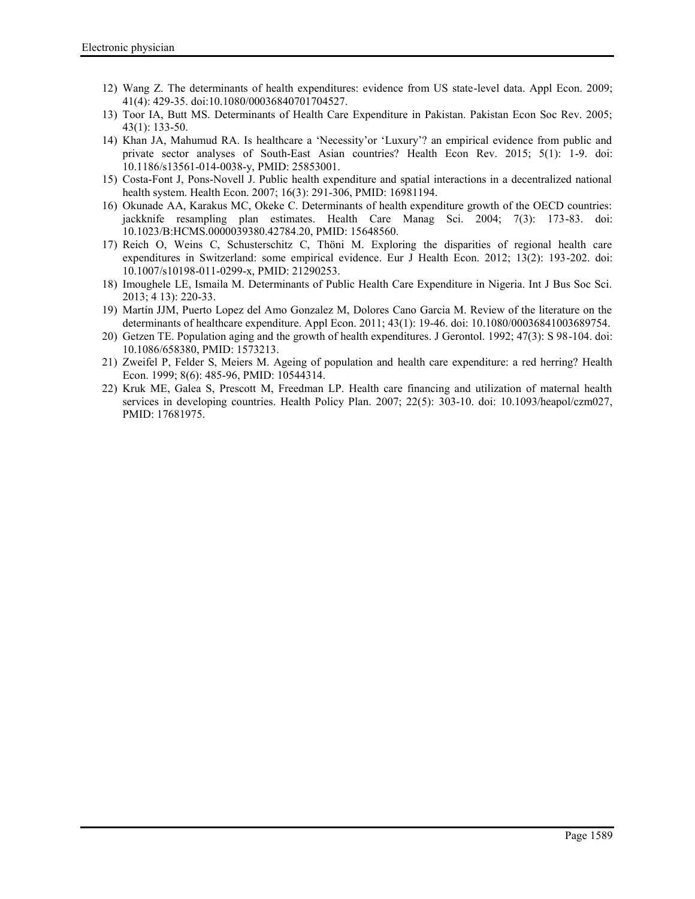12) Wang Z. The determinants of health expenditures: evidence from US state-level data. Appl Econ. 2009; 41(4): 429-35. doi:10.1080/00036840701704527.
13) Toor IA, Butt MS. Determinants of Health Care Expenditure in Pakistan. Pakistan Econ Soc Rev. 2005; 43(1): 133-50.
14) Khan JA, Mahumud RA. Is healthcare a 'Necessity'or 'Luxury'? an empirical evidence from public and private sector analyses of South-East Asian countries? Health Econ Rev. 2015; 5(1): 1-9. doi: 10.1186/s13561-014-0038-y, PMID: 25853001.
15) Costa-Font J, Pons-Novell J. Public health expenditure and spatial interactions in a decentralized national health system. Health Econ. 2007; 16(3): 291-306, PMID: 16981194.
16) Okunade AA, Karakus MC, Okeke C. Determinants of health expenditure growth of the OECD countries: jackknife resampling plan estimates. Health Care Manag Sci. 2004; 7(3): 173-83. doi: 10.1023/B:HCMS.0000039380.42784.20, PMID: 15648560.
17) Reich O, Weins C, Schusterschitz C, Thöni M. Exploring the disparities of regional health care expenditures in Switzerland: some empirical evidence. Eur J Health Econ. 2012; 13(2): 193-202. doi: 10.1007/s10198-011-0299-x, PMID: 21290253.
18) Imoughele LE, Ismaila M. Determinants of Public Health Care Expenditure in Nigeria. Int J Bus Soc Sci. 2013; 4 13): 220-33.
19) Martín JJM, Puerto Lopez del Amo Gonzalez M, Dolores Cano Garcia M. Review of the literature on the determinants of healthcare expenditure. Appl Econ. 2011; 43(1): 19-46. doi: 10.1080/00036841003689754.
20) Getzen TE. Population aging and the growth of health expenditures. J Gerontol. 1992; 47(3): S 98-104. doi: 10.1086/658380, PMID: 1573213.
21) Zweifel P, Felder S, Meiers M. Ageing of population and health care expenditure: a red herring? Health Econ. 1999; 8(6): 485-96, PMID: 10544314.
22) Kruk ME, Galea S, Prescott M, Freedman LP. Health care financing and utilization of maternal health services in developing countries. Health Policy Plan. 2007; 22(5): 303-10. doi: 10.1093/heapol/czm027, PMID: 17681975.